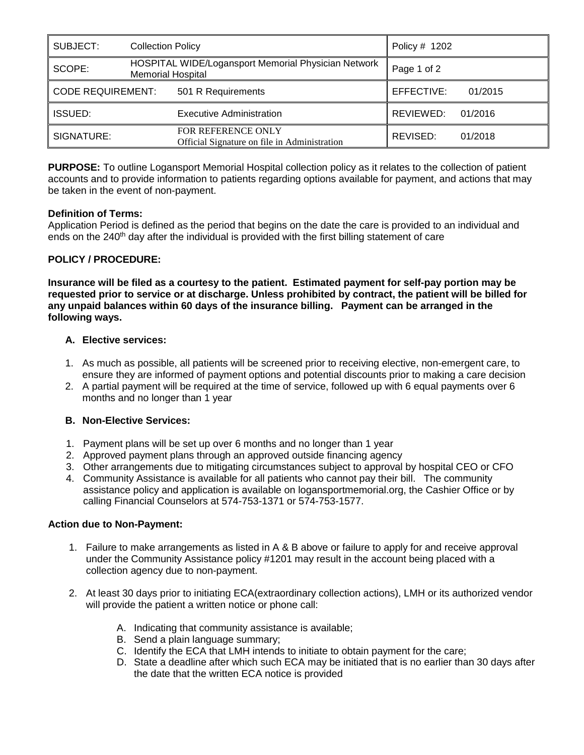| SUBJECT: Collection Policy | Policy # 1202 |
|---|---|
| SCOPE: HOSPITAL WIDE/Logansport Memorial Physician Network Memorial Hospital | Page 1 of 2 |
| CODE REQUIREMENT: 501 R Requirements | EFFECTIVE: 01/2015 |
| ISSUED: Executive Administration | REVIEWED: 01/2016 |
| SIGNATURE: FOR REFERENCE ONLY Official Signature on file in Administration | REVISED: 01/2018 |

**PURPOSE:** To outline Logansport Memorial Hospital collection policy as it relates to the collection of patient accounts and to provide information to patients regarding options available for payment, and actions that may be taken in the event of non-payment.

**Definition of Terms:**
Application Period is defined as the period that begins on the date the care is provided to an individual and ends on the 240th day after the individual is provided with the first billing statement of care

**POLICY / PROCEDURE:**

**Insurance will be filed as a courtesy to the patient. Estimated payment for self-pay portion may be requested prior to service or at discharge. Unless prohibited by contract, the patient will be billed for any unpaid balances within 60 days of the insurance billing. Payment can be arranged in the following ways.**

**A. Elective services:**

1. As much as possible, all patients will be screened prior to receiving elective, non-emergent care, to ensure they are informed of payment options and potential discounts prior to making a care decision
2. A partial payment will be required at the time of service, followed up with 6 equal payments over 6 months and no longer than 1 year

**B. Non-Elective Services:**

1. Payment plans will be set up over 6 months and no longer than 1 year
2. Approved payment plans through an approved outside financing agency
3. Other arrangements due to mitigating circumstances subject to approval by hospital CEO or CFO
4. Community Assistance is available for all patients who cannot pay their bill. The community assistance policy and application is available on logansportmemorial.org, the Cashier Office or by calling Financial Counselors at 574-753-1371 or 574-753-1577.

**Action due to Non-Payment:**

1. Failure to make arrangements as listed in A & B above or failure to apply for and receive approval under the Community Assistance policy #1201 may result in the account being placed with a collection agency due to non-payment.

2. At least 30 days prior to initiating ECA(extraordinary collection actions), LMH or its authorized vendor will provide the patient a written notice or phone call:

   A. Indicating that community assistance is available;
   B. Send a plain language summary;
   C. Identify the ECA that LMH intends to initiate to obtain payment for the care;
   D. State a deadline after which such ECA may be initiated that is no earlier than 30 days after the date that the written ECA notice is provided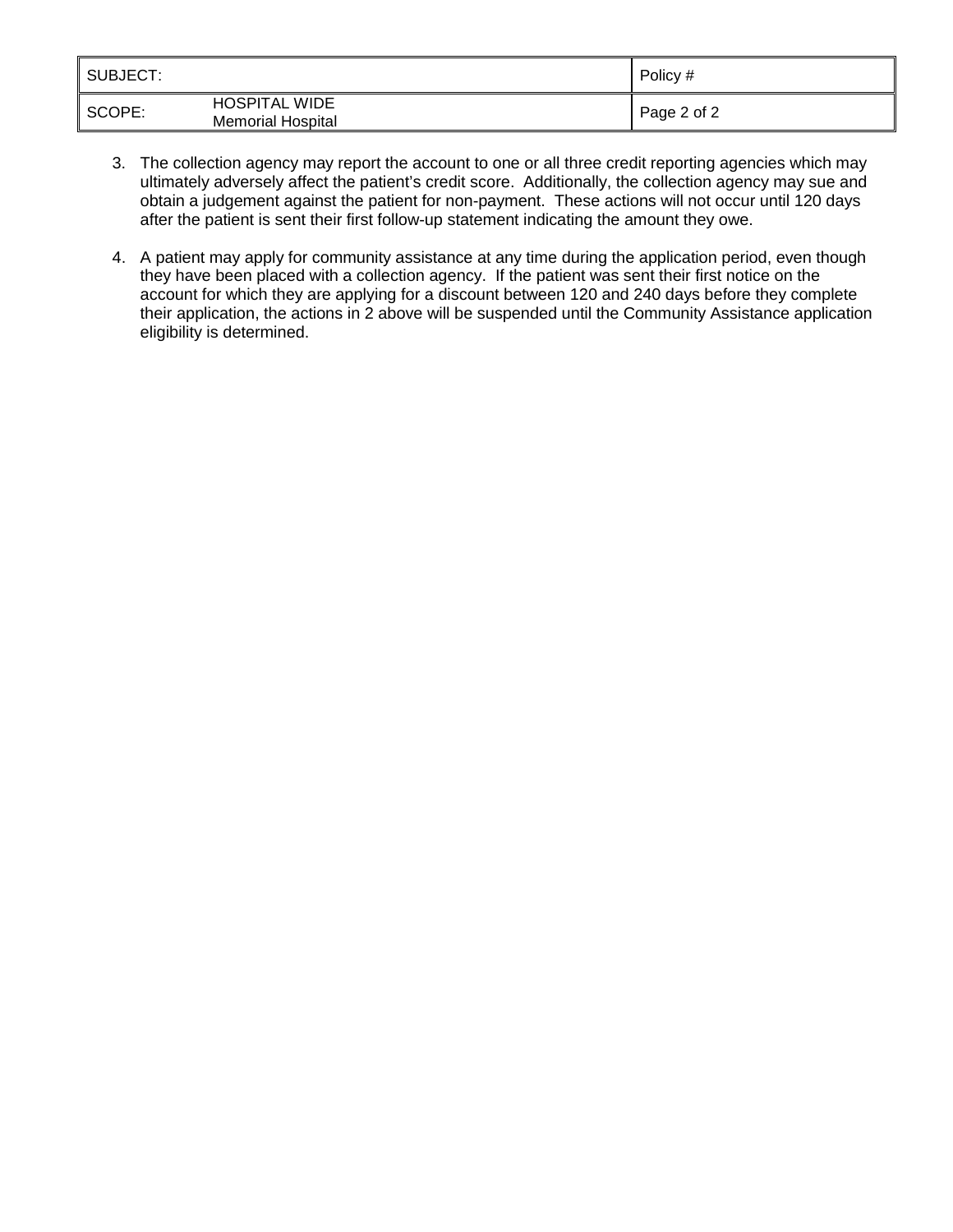3. The collection agency may report the account to one or all three credit reporting agencies which may ultimately adversely affect the patient's credit score. Additionally, the collection agency may sue and obtain a judgement against the patient for non-payment. These actions will not occur until 120 days after the patient is sent their first follow-up statement indicating the amount they owe.

4. A patient may apply for community assistance at any time during the application period, even though they have been placed with a collection agency. If the patient was sent their first notice on the account for which they are applying for a discount between 120 and 240 days before they complete their application, the actions in 2 above will be suspended until the Community Assistance application eligibility is determined.